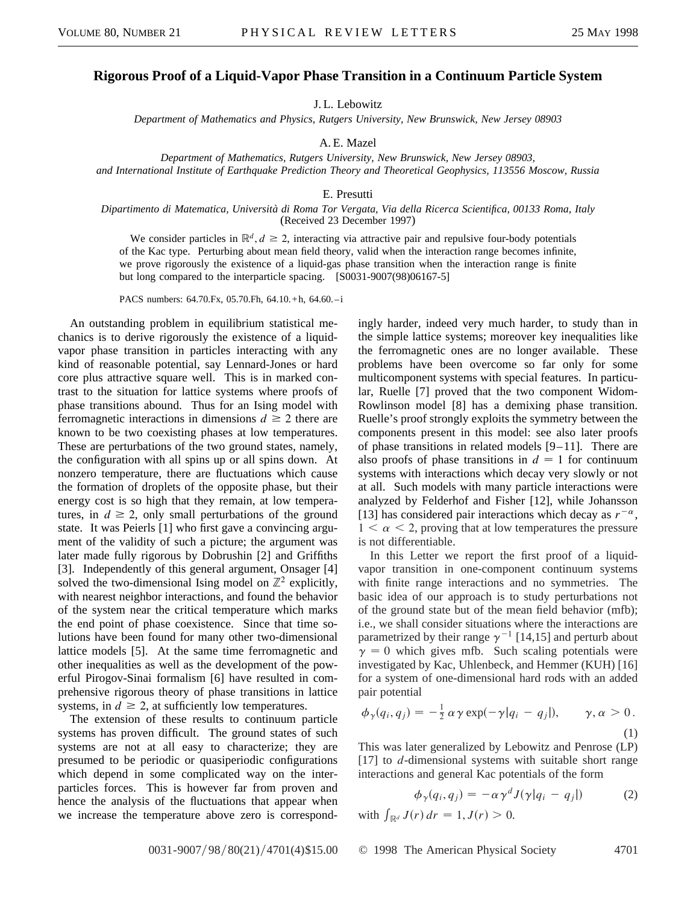# Rigorous Proof of a Liquid-Vapor Phase Transition in a Continuum Particle System

J. L. Lebowitz

*Department of Mathematics and Physics, Rutgers University, New Brunswick, New Jersey 08903*

A. E. Mazel

*Department of Mathematics, Rutgers University, New Brunswick, New Jersey 08903, and International Institute of Earthquake Prediction Theory and Theoretical Geophysics, 113556 Moscow, Russia*

E. Presutti

*Dipartimento di Matematica, Università di Roma Tor Vergata, Via della Ricerca Scientifica, 00133 Roma, Italy*

(Received 23 December 1997)

We consider particles in $\mathbb{R}^d$, $d \geq 2$, interacting via attractive pair and repulsive four-body potentials of the Kac type. Perturbing about mean field theory, valid when the interaction range becomes infinite, we prove rigorously the existence of a liquid-gas phase transition when the interaction range is finite but long compared to the interparticle spacing. [S0031-9007(98)06167-5]

PACS numbers: 64.70.Fx, 05.70.Fh, 64.10.+h, 64.60.–i

An outstanding problem in equilibrium statistical mechanics is to derive rigorously the existence of a liquid-vapor phase transition in particles interacting with any kind of reasonable potential, say Lennard-Jones or hard core plus attractive square well. This is in marked contrast to the situation for lattice systems where proofs of phase transitions abound. Thus for an Ising model with ferromagnetic interactions in dimensions $d \geq 2$ there are known to be two coexisting phases at low temperatures. These are perturbations of the two ground states, namely, the configuration with all spins up or all spins down. At nonzero temperature, there are fluctuations which cause the formation of droplets of the opposite phase, but their energy cost is so high that they remain, at low temperatures, in $d \geq 2$, only small perturbations of the ground state. It was Peierls [1] who first gave a convincing argument of the validity of such a picture; the argument was later made fully rigorous by Dobrushin [2] and Griffiths [3]. Independently of this general argument, Onsager [4] solved the two-dimensional Ising model on $\mathbb{Z}^2$ explicitly, with nearest neighbor interactions, and found the behavior of the system near the critical temperature which marks the end point of phase coexistence. Since that time solutions have been found for many other two-dimensional lattice models [5]. At the same time ferromagnetic and other inequalities as well as the development of the powerful Pirogov-Sinai formalism [6] have resulted in comprehensive rigorous theory of phase transitions in lattice systems, in $d \geq 2$, at sufficiently low temperatures.

The extension of these results to continuum particle systems has proven difficult. The ground states of such systems are not at all easy to characterize; they are presumed to be periodic or quasiperiodic configurations which depend in some complicated way on the interparticles forces. This is however far from proven and hence the analysis of the fluctuations that appear when we increase the temperature above zero is correspondingly harder, indeed very much harder, to study than in the simple lattice systems; moreover key inequalities like the ferromagnetic ones are no longer available. These problems have been overcome so far only for some multicomponent systems with special features. In particular, Ruelle [7] proved that the two component Widom-Rowlinson model [8] has a demixing phase transition. Ruelle's proof strongly exploits the symmetry between the components present in this model: see also later proofs of phase transitions in related models [9–11]. There are also proofs of phase transitions in $d = 1$ for continuum systems with interactions which decay very slowly or not at all. Such models with many particle interactions were analyzed by Felderhof and Fisher [12], while Johansson [13] has considered pair interactions which decay as $r^{-\alpha}$, $1 < \alpha < 2$, proving that at low temperatures the pressure is not differentiable.

In this Letter we report the first proof of a liquid-vapor transition in one-component continuum systems with finite range interactions and no symmetries. The basic idea of our approach is to study perturbations not of the ground state but of the mean field behavior (mfb); i.e., we shall consider situations where the interactions are parametrized by their range $\gamma^{-1}$ [14,15] and perturb about $\gamma = 0$ which gives mfb. Such scaling potentials were investigated by Kac, Uhlenbeck, and Hemmer (KUH) [16] for a system of one-dimensional hard rods with an added pair potential

$$\phi_\gamma(q_i, q_j) = -\tfrac{1}{2}\,\alpha\,\gamma \exp(-\gamma|q_i - q_j|), \qquad \gamma, \alpha > 0\,. \tag{1}$$

This was later generalized by Lebowitz and Penrose (LP) [17] to $d$-dimensional systems with suitable short range interactions and general Kac potentials of the form

$$\phi_\gamma(q_i, q_j) = -\alpha\gamma^d J(\gamma|q_i - q_j|) \tag{2}$$

with $\int_{\mathbb{R}^d} J(r)\,dr = 1$, $J(r) > 0$.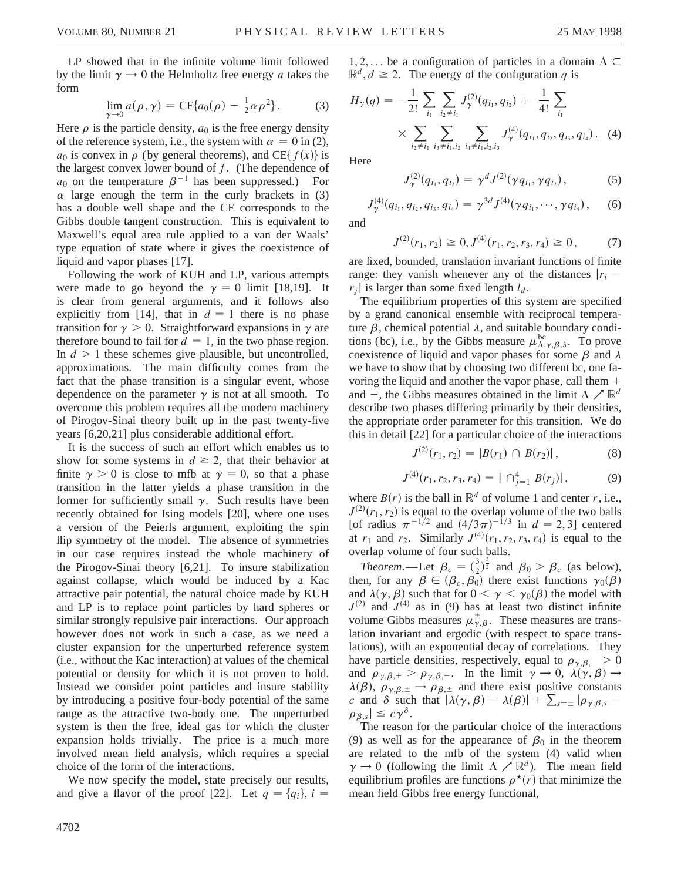LP showed that in the infinite volume limit followed by the limit $\gamma \to 0$ the Helmholtz free energy $a$ takes the form

$$\lim_{\gamma \to 0} a(\rho, \gamma) = \mathrm{CE}\{a_0(\rho) - \tfrac{1}{2}\alpha \rho^2\}. \tag{3}$$

Here $\rho$ is the particle density, $a_0$ is the free energy density of the reference system, i.e., the system with $\alpha = 0$ in (2), $a_0$ is convex in $\rho$ (by general theorems), and $\mathrm{CE}\{f(x)\}$ is the largest convex lower bound of $f$. (The dependence of $a_0$ on the temperature $\beta^{-1}$ has been suppressed.) For $\alpha$ large enough the term in the curly brackets in (3) has a double well shape and the CE corresponds to the Gibbs double tangent construction. This is equivalent to Maxwell's equal area rule applied to a van der Waals' type equation of state where it gives the coexistence of liquid and vapor phases [17].

Following the work of KUH and LP, various attempts were made to go beyond the $\gamma = 0$ limit [18,19]. It is clear from general arguments, and it follows also explicitly from [14], that in $d = 1$ there is no phase transition for $\gamma > 0$. Straightforward expansions in $\gamma$ are therefore bound to fail for $d = 1$, in the two phase region. In $d > 1$ these schemes give plausible, but uncontrolled, approximations. The main difficulty comes from the fact that the phase transition is a singular event, whose dependence on the parameter $\gamma$ is not at all smooth. To overcome this problem requires all the modern machinery of Pirogov-Sinai theory built up in the past twenty-five years [6,20,21] plus considerable additional effort.

It is the success of such an effort which enables us to show for some systems in $d \geq 2$, that their behavior at finite $\gamma > 0$ is close to mfb at $\gamma = 0$, so that a phase transition in the latter yields a phase transition in the former for sufficiently small $\gamma$. Such results have been recently obtained for Ising models [20], where one uses a version of the Peierls argument, exploiting the spin flip symmetry of the model. The absence of symmetries in our case requires instead the whole machinery of the Pirogov-Sinai theory [6,21]. To insure stabilization against collapse, which would be induced by a Kac attractive pair potential, the natural choice made by KUH and LP is to replace point particles by hard spheres or similar strongly repulsive pair interactions. Our approach however does not work in such a case, as we need a cluster expansion for the unperturbed reference system (i.e., without the Kac interaction) at values of the chemical potential or density for which it is not proven to hold. Instead we consider point particles and insure stability by introducing a positive four-body potential of the same range as the attractive two-body one. The unperturbed system is then the free, ideal gas for which the cluster expansion holds trivially. The price is a much more involved mean field analysis, which requires a special choice of the form of the interactions.

We now specify the model, state precisely our results, and give a flavor of the proof [22]. Let $q = \{q_i\}$, $i = 1, 2, \ldots$ be a configuration of particles in a domain $\Lambda \subset \mathbb{R}^d$, $d \geq 2$. The energy of the configuration $q$ is

$$H_\gamma(q) = -\frac{1}{2!}\sum_{i_1}\sum_{i_2 \neq i_1} J^{(2)}_\gamma(q_{i_1}, q_{i_2}) + \frac{1}{4!}\sum_{i_1} \times \sum_{i_2 \neq i_1}\sum_{i_3 \neq i_1, i_2}\sum_{i_4 \neq i_1, i_2, i_3} J^{(4)}_\gamma(q_{i_1}, q_{i_2}, q_{i_3}, q_{i_4}). \tag{4}$$

Here

$$J^{(2)}_\gamma(q_{i_1}, q_{i_2}) = \gamma^d J^{(2)}(\gamma q_{i_1}, \gamma q_{i_2}), \tag{5}$$

$$J^{(4)}_\gamma(q_{i_1}, q_{i_2}, q_{i_3}, q_{i_4}) = \gamma^{3d} J^{(4)}(\gamma q_{i_1}, \cdots, \gamma q_{i_4}), \tag{6}$$

and

$$J^{(2)}(r_1, r_2) \geq 0, J^{(4)}(r_1, r_2, r_3, r_4) \geq 0, \tag{7}$$

are fixed, bounded, translation invariant functions of finite range: they vanish whenever any of the distances $|r_i - r_j|$ is larger than some fixed length $l_d$.

The equilibrium properties of this system are specified by a grand canonical ensemble with reciprocal temperature $\beta$, chemical potential $\lambda$, and suitable boundary conditions (bc), i.e., by the Gibbs measure $\mu^{\mathrm{bc}}_{\Lambda,\gamma,\beta,\lambda}$. To prove coexistence of liquid and vapor phases for some $\beta$ and $\lambda$ we have to show that by choosing two different bc, one favoring the liquid and another the vapor phase, call them $+$ and $-$, the Gibbs measures obtained in the limit $\Lambda \nearrow \mathbb{R}^d$ describe two phases differing primarily by their densities, the appropriate order parameter for this transition. We do this in detail [22] for a particular choice of the interactions

$$J^{(2)}(r_1, r_2) = |B(r_1) \cap B(r_2)|, \tag{8}$$

$$J^{(4)}(r_1, r_2, r_3, r_4) = |\cap_{j=1}^4 B(r_j)|, \tag{9}$$

where $B(r)$ is the ball in $\mathbb{R}^d$ of volume 1 and center $r$, i.e., $J^{(2)}(r_1, r_2)$ is equal to the overlap volume of the two balls [of radius $\pi^{-1/2}$ and $(4/3\pi)^{-1/3}$ in $d = 2, 3$] centered at $r_1$ and $r_2$. Similarly $J^{(4)}(r_1, r_2, r_3, r_4)$ is equal to the overlap volume of four such balls.

*Theorem.*—Let $\beta_c = (\frac{3}{2})^{\frac{3}{2}}$ and $\beta_0 > \beta_c$ (as below), then, for any $\beta \in (\beta_c, \beta_0)$ there exist functions $\gamma_0(\beta)$ and $\lambda(\gamma, \beta)$ such that for $0 < \gamma < \gamma_0(\beta)$ the model with $J^{(2)}$ and $J^{(4)}$ as in (9) has at least two distinct infinite volume Gibbs measures $\mu^{\pm}_{\gamma,\beta}$. These measures are translation invariant and ergodic (with respect to space translations), with an exponential decay of correlations. They have particle densities, respectively, equal to $\rho_{\gamma,\beta,-} > 0$ and $\rho_{\gamma,\beta,+} > \rho_{\gamma,\beta,-}$. In the limit $\gamma \to 0$, $\lambda(\gamma, \beta) \to \lambda(\beta)$, $\rho_{\gamma,\beta,\pm} \to \rho_{\beta,\pm}$ and there exist positive constants $c$ and $\delta$ such that $|\lambda(\gamma, \beta) - \lambda(\beta)| + \sum_{s=\pm}|\rho_{\gamma,\beta,s} - \rho_{\beta,s}| \leq c\gamma^\delta$.

The reason for the particular choice of the interactions (9) as well as for the appearance of $\beta_0$ in the theorem are related to the mfb of the system (4) valid when $\gamma \to 0$ (following the limit $\Lambda \nearrow \mathbb{R}^d$). The mean field equilibrium profiles are functions $\rho^\star(r)$ that minimize the mean field Gibbs free energy functional,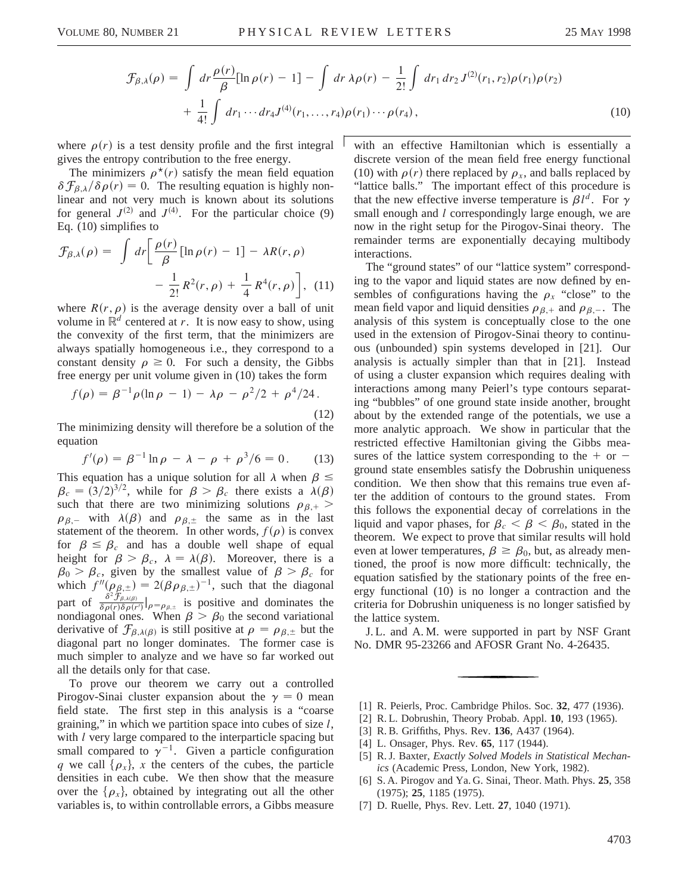$$\mathcal{F}_{\beta,\lambda}(\rho) = \int dr \frac{\rho(r)}{\beta}[\ln \rho(r) - 1] - \int dr\, \lambda\rho(r) - \frac{1}{2!}\int dr_1\, dr_2\, J^{(2)}(r_1, r_2)\rho(r_1)\rho(r_2) + \frac{1}{4!}\int dr_1 \cdots dr_4 J^{(4)}(r_1, \ldots, r_4)\rho(r_1)\cdots\rho(r_4), \tag{10}$$

where $\rho(r)$ is a test density profile and the first integral gives the entropy contribution to the free energy.

The minimizers $\rho^{\star}(r)$ satisfy the mean field equation $\delta\mathcal{F}_{\beta,\lambda}/\delta\rho(r) = 0$. The resulting equation is highly nonlinear and not very much is known about its solutions for general $J^{(2)}$ and $J^{(4)}$. For the particular choice (9) Eq. (10) simplifies to

$$\mathcal{F}_{\beta,\lambda}(\rho) = \int dr\left[\frac{\rho(r)}{\beta}[\ln \rho(r) - 1] - \lambda R(r,\rho) - \frac{1}{2!}R^2(r,\rho) + \frac{1}{4}R^4(r,\rho)\right], \tag{11}$$

where $R(r,\rho)$ is the average density over a ball of unit volume in $\mathbb{R}^d$ centered at $r$. It is now easy to show, using the convexity of the first term, that the minimizers are always spatially homogeneous i.e., they correspond to a constant density $\rho \geq 0$. For such a density, the Gibbs free energy per unit volume given in (10) takes the form

$$f(\rho) = \beta^{-1}\rho(\ln\rho - 1) - \lambda\rho - \rho^2/2 + \rho^4/24. \tag{12}$$

The minimizing density will therefore be a solution of the equation

$$f'(\rho) = \beta^{-1}\ln\rho - \lambda - \rho + \rho^3/6 = 0. \tag{13}$$

This equation has a unique solution for all $\lambda$ when $\beta \leq \beta_c = (3/2)^{3/2}$, while for $\beta > \beta_c$ there exists a $\lambda(\beta)$ such that there are two minimizing solutions $\rho_{\beta,+} > \rho_{\beta,-}$ with $\lambda(\beta)$ and $\rho_{\beta,\pm}$ the same as in the last statement of the theorem. In other words, $f(\rho)$ is convex for $\beta \leq \beta_c$ and has a double well shape of equal height for $\beta > \beta_c$, $\lambda = \lambda(\beta)$. Moreover, there is a $\beta_0 > \beta_c$, given by the smallest value of $\beta > \beta_c$ for which $f''(\rho_{\beta,\pm}) = 2(\beta\rho_{\beta,\pm})^{-1}$, such that the diagonal part of $\frac{\delta^2\mathcal{F}_{\beta,\lambda(\beta)}}{\delta\rho(r)\delta\rho(r')}|_{\rho=\rho_{\beta,\pm}}$ is positive and dominates the nondiagonal ones. When $\beta > \beta_0$ the second variational derivative of $\mathcal{F}_{\beta,\lambda(\beta)}$ is still positive at $\rho = \rho_{\beta,\pm}$ but the diagonal part no longer dominates. The former case is much simpler to analyze and we have so far worked out all the details only for that case.

To prove our theorem we carry out a controlled Pirogov-Sinai cluster expansion about the $\gamma = 0$ mean field state. The first step in this analysis is a "coarse graining," in which we partition space into cubes of size $l$, with $l$ very large compared to the interparticle spacing but small compared to $\gamma^{-1}$. Given a particle configuration $q$ we call $\{\rho_x\}$, $x$ the centers of the cubes, the particle densities in each cube. We then show that the measure over the $\{\rho_x\}$, obtained by integrating out all the other variables is, to within controllable errors, a Gibbs measure with an effective Hamiltonian which is essentially a discrete version of the mean field free energy functional (10) with $\rho(r)$ there replaced by $\rho_x$, and balls replaced by "lattice balls." The important effect of this procedure is that the new effective inverse temperature is $\beta l^d$. For $\gamma$ small enough and $l$ correspondingly large enough, we are now in the right setup for the Pirogov-Sinai theory. The remainder terms are exponentially decaying multibody interactions.

The "ground states" of our "lattice system" corresponding to the vapor and liquid states are now defined by ensembles of configurations having the $\rho_x$ "close" to the mean field vapor and liquid densities $\rho_{\beta,+}$ and $\rho_{\beta,-}$. The analysis of this system is conceptually close to the one used in the extension of Pirogov-Sinai theory to continuous (unbounded) spin systems developed in [21]. Our analysis is actually simpler than that in [21]. Instead of using a cluster expansion which requires dealing with interactions among many Peierl's type contours separating "bubbles" of one ground state inside another, brought about by the extended range of the potentials, we use a more analytic approach. We show in particular that the restricted effective Hamiltonian giving the Gibbs measures of the lattice system corresponding to the + or − ground state ensembles satisfy the Dobrushin uniqueness condition. We then show that this remains true even after the addition of contours to the ground states. From this follows the exponential decay of correlations in the liquid and vapor phases, for $\beta_c < \beta < \beta_0$, stated in the theorem. We expect to prove that similar results will hold even at lower temperatures, $\beta \geq \beta_0$, but, as already mentioned, the proof is now more difficult: technically, the equation satisfied by the stationary points of the free energy functional (10) is no longer a contraction and the criteria for Dobrushin uniqueness is no longer satisfied by the lattice system.

J. L. and A. M. were supported in part by NSF Grant No. DMR 95-23266 and AFOSR Grant No. 4-26435.

---

[1] R. Peierls, Proc. Cambridge Philos. Soc. **32**, 477 (1936).
[2] R. L. Dobrushin, Theory Probab. Appl. **10**, 193 (1965).
[3] R. B. Griffiths, Phys. Rev. **136**, A437 (1964).
[4] L. Onsager, Phys. Rev. **65**, 117 (1944).
[5] R. J. Baxter, *Exactly Solved Models in Statistical Mechanics* (Academic Press, London, New York, 1982).
[6] S. A. Pirogov and Ya. G. Sinai, Theor. Math. Phys. **25**, 358 (1975); **25**, 1185 (1975).
[7] D. Ruelle, Phys. Rev. Lett. **27**, 1040 (1971).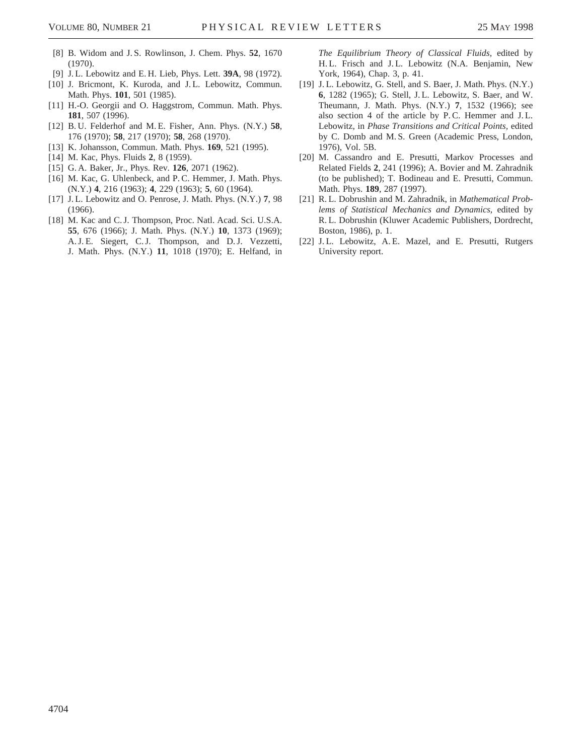[8] B. Widom and J. S. Rowlinson, J. Chem. Phys. **52**, 1670 (1970).

[9] J. L. Lebowitz and E. H. Lieb, Phys. Lett. **39A**, 98 (1972).

[10] J. Bricmont, K. Kuroda, and J. L. Lebowitz, Commun. Math. Phys. **101**, 501 (1985).

[11] H.-O. Georgii and O. Haggstrom, Commun. Math. Phys. **181**, 507 (1996).

[12] B. U. Felderhof and M. E. Fisher, Ann. Phys. (N.Y.) **58**, 176 (1970); **58**, 217 (1970); **58**, 268 (1970).

[13] K. Johansson, Commun. Math. Phys. **169**, 521 (1995).

[14] M. Kac, Phys. Fluids **2**, 8 (1959).

[15] G. A. Baker, Jr., Phys. Rev. **126**, 2071 (1962).

[16] M. Kac, G. Uhlenbeck, and P. C. Hemmer, J. Math. Phys. (N.Y.) **4**, 216 (1963); **4**, 229 (1963); **5**, 60 (1964).

[17] J. L. Lebowitz and O. Penrose, J. Math. Phys. (N.Y.) **7**, 98 (1966).

[18] M. Kac and C. J. Thompson, Proc. Natl. Acad. Sci. U.S.A. **55**, 676 (1966); J. Math. Phys. (N.Y.) **10**, 1373 (1969); A. J. E. Siegert, C. J. Thompson, and D. J. Vezzetti, J. Math. Phys. (N.Y.) **11**, 1018 (1970); E. Helfand, in *The Equilibrium Theory of Classical Fluids*, edited by H. L. Frisch and J. L. Lebowitz (N.A. Benjamin, New York, 1964), Chap. 3, p. 41.

[19] J. L. Lebowitz, G. Stell, and S. Baer, J. Math. Phys. (N.Y.) **6**, 1282 (1965); G. Stell, J. L. Lebowitz, S. Baer, and W. Theumann, J. Math. Phys. (N.Y.) **7**, 1532 (1966); see also section 4 of the article by P. C. Hemmer and J. L. Lebowitz, in *Phase Transitions and Critical Points*, edited by C. Domb and M. S. Green (Academic Press, London, 1976), Vol. 5B.

[20] M. Cassandro and E. Presutti, Markov Processes and Related Fields **2**, 241 (1996); A. Bovier and M. Zahradnik (to be published); T. Bodineau and E. Presutti, Commun. Math. Phys. **189**, 287 (1997).

[21] R. L. Dobrushin and M. Zahradnik, in *Mathematical Problems of Statistical Mechanics and Dynamics*, edited by R. L. Dobrushin (Kluwer Academic Publishers, Dordrecht, Boston, 1986), p. 1.

[22] J. L. Lebowitz, A. E. Mazel, and E. Presutti, Rutgers University report.